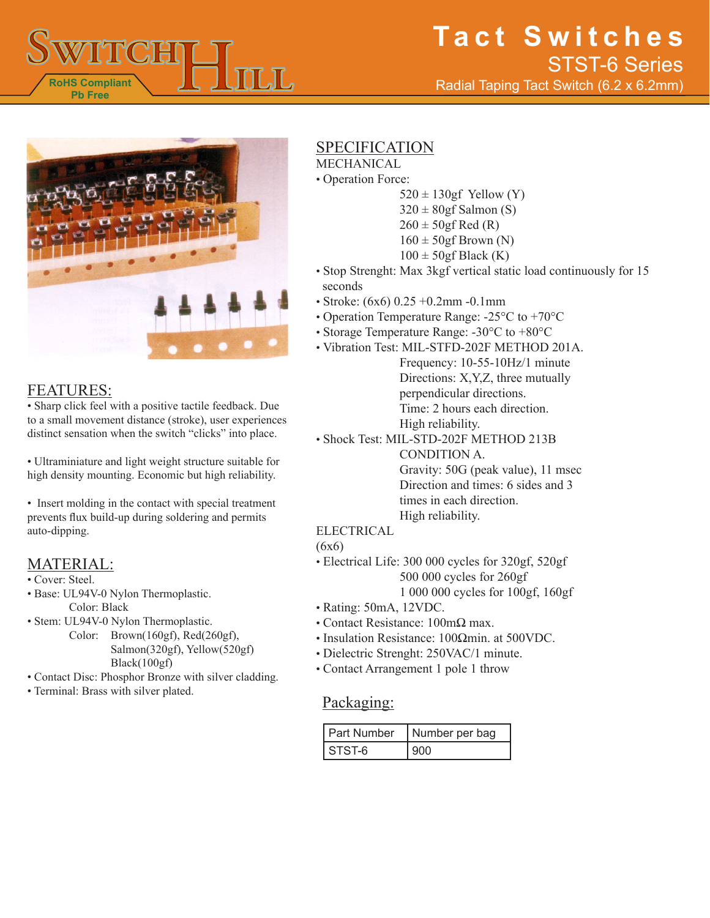# Tact Switches

## STST-6 Series

Radial Taping Tact Switch (6.2 x 6.2mm)

RoHS Compliant
Pb Free

## FEATURES:

• Sharp click feel with a positive tactile feedback. Due to a small movement distance (stroke), user experiences distinct sensation when the switch "clicks" into place.

• Ultraminiature and light weight structure suitable for high density mounting. Economic but high reliability.

• Insert molding in the contact with special treatment prevents flux build-up during soldering and permits auto-dipping.

## MATERIAL:

• Cover: Steel.
• Base: UL94V-0 Nylon Thermoplastic.
  Color: Black
• Stem: UL94V-0 Nylon Thermoplastic.
  Color: Brown(160gf), Red(260gf), Salmon(320gf), Yellow(520gf) Black(100gf)
• Contact Disc: Phosphor Bronze with silver cladding.
• Terminal: Brass with silver plated.

## SPECIFICATION

### MECHANICAL

• Operation Force:
  - 520 ± 130gf Yellow (Y)
  - 320 ± 80gf Salmon (S)
  - 260 ± 50gf Red (R)
  - 160 ± 50gf Brown (N)
  - 100 ± 50gf Black (K)
• Stop Strenght: Max 3kgf vertical static load continuously for 15 seconds
• Stroke: (6x6) 0.25 +0.2mm -0.1mm
• Operation Temperature Range: -25°C to +70°C
• Storage Temperature Range: -30°C to +80°C
• Vibration Test: MIL-STFD-202F METHOD 201A.
  Frequency: 10-55-10Hz/1 minute
  Directions: X,Y,Z, three mutually perpendicular directions.
  Time: 2 hours each direction.
  High reliability.
• Shock Test: MIL-STD-202F METHOD 213B CONDITION A.
  Gravity: 50G (peak value), 11 msec
  Direction and times: 6 sides and 3 times in each direction.
  High reliability.

### ELECTRICAL

(6x6)

• Electrical Life: 300 000 cycles for 320gf, 520gf
  500 000 cycles for 260gf
  1 000 000 cycles for 100gf, 160gf
• Rating: 50mA, 12VDC.
• Contact Resistance: 100mΩ max.
• Insulation Resistance: 100Ωmin. at 500VDC.
• Dielectric Strenght: 250VAC/1 minute.
• Contact Arrangement 1 pole 1 throw

## Packaging:

| Part Number | Number per bag |
|---|---|
| STST-6 | 900 |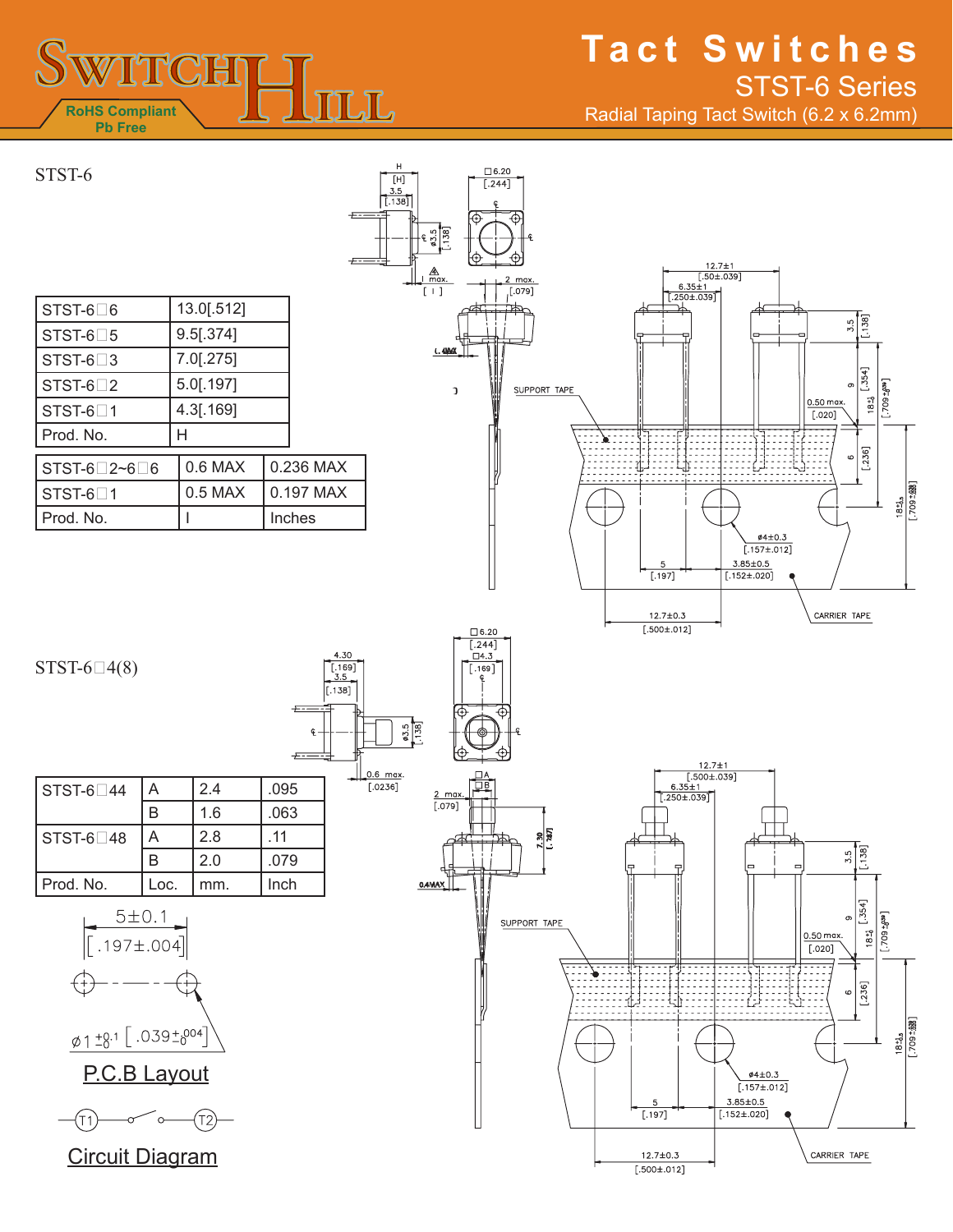# Tact Switches

## STST-6 Series

Radial Taping Tact Switch (6.2 x 6.2mm)

RoHS Compliant
Pb Free

### STST-6

| | |
|---|---|
| STST-6□6 | 13.0[.512] |
| STST-6□5 | 9.5[.374] |
| STST-6□3 | 7.0[.275] |
| STST-6□2 | 5.0[.197] |
| STST-6□1 | 4.3[.169] |
| Prod. No. | H |

| | | |
|---|---|---|
| STST-6□2~6□6 | 0.6 MAX | 0.236 MAX |
| STST-6□1 | 0.5 MAX | 0.197 MAX |
| Prod. No. | I | Inches |

H
[H]
3.5
[.138]
ø3.5
[.138]
□6.20
[.244]
I max.
[ I ]
2 max.
[.079]
12.7±1
[.50±.039]
6.35±1
[.250±.039]
SUPPORT TAPE
3.5
[.138]
9
[.354]
18±1
[.709±.039]
0.50 max.
[.020]
6
[.236]
18±0.5
[.709±.020]
ø4±0.3
[.157±.012]
5
[.197]
3.85±0.5
[.152±.020]
12.7±0.3
[.500±.012]
CARRIER TAPE

### STST-6□4(8)

4.30
[.169]
3.5
[.138]
ø3.5
[.138]
□6.20
[.244]
□4.3
[.169]
0.6 max.
[.0236]
□A
□B
2 max.
[.079]
7.30
[.287]
0.4MAX
12.7±1
[.500±.039]
6.35±1
[.250±.039]
SUPPORT TAPE
3.5
[.138]
9
[.354]
18±1
[.709±.039]
0.50 max.
[.020]
6
[.236]
18±0.5
[.709±.020]
ø4±0.3
[.157±.012]
5
[.197]
3.85±0.5
[.152±.020]
12.7±0.3
[.500±.012]
CARRIER TAPE

| | | | |
|---|---|---|---|
| STST-6□44 | A | 2.4 | .095 |
| | B | 1.6 | .063 |
| STST-6□48 | A | 2.8 | .11 |
| | B | 2.0 | .079 |
| Prod. No. | Loc. | mm. | Inch |

5±0.1
[.197±.004]
ø1 $^{+0.1}_{-0}$ [.039 $^{+.004}_{-0}$]

P.C.B Layout

T1 T2

Circuit Diagram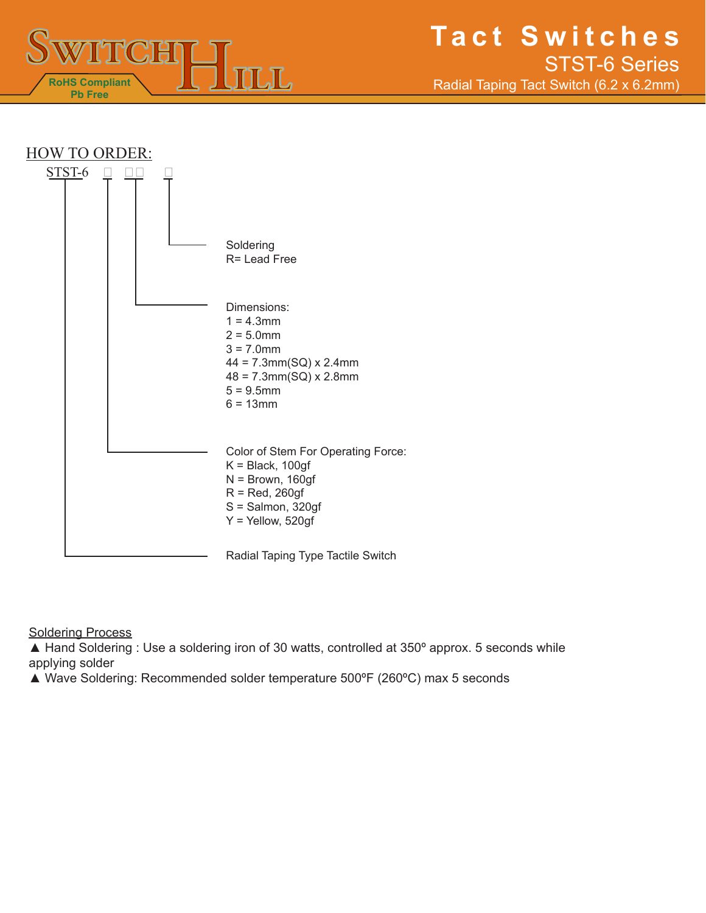Tact Switches

STST-6 Series

Radial Taping Tact Switch (6.2 x 6.2mm)

## HOW TO ORDER:

STST-6 □ □□ □

Soldering
R= Lead Free

Dimensions:
1 = 4.3mm
2 = 5.0mm
3 = 7.0mm
44 = 7.3mm(SQ) x 2.4mm
48 = 7.3mm(SQ) x 2.8mm
5 = 9.5mm
6 = 13mm

Color of Stem For Operating Force:
K = Black, 100gf
N = Brown, 160gf
R = Red, 260gf
S = Salmon, 320gf
Y = Yellow, 520gf

Radial Taping Type Tactile Switch

Soldering Process

▲ Hand Soldering : Use a soldering iron of 30 watts, controlled at 350º approx. 5 seconds while applying solder

▲ Wave Soldering: Recommended solder temperature 500ºF (260ºC) max 5 seconds